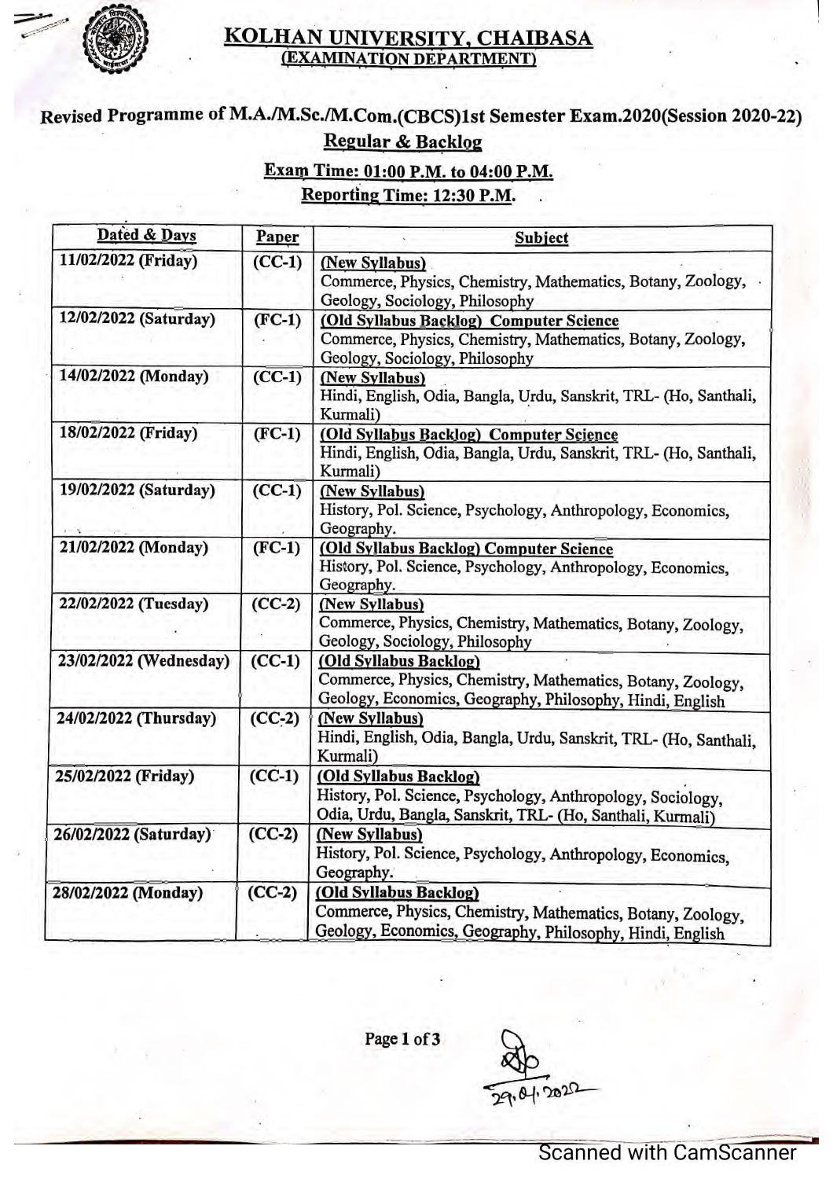# KOLHAN UNIVERSITY, CHAIBASA
## (EXAMINATION DEPARTMENT)

**Revised Programme of M.A./M.Sc./M.Com.(CBCS)1st Semester Exam.2020(Session 2020-22)**

**Regular & Backlog**

**Exam Time: 01:00 P.M. to 04:00 P.M.**

**Reporting Time: 12:30 P.M.**

| Dated & Days | Paper | Subject |
|---|---|---|
| 11/02/2022 (Friday) | (CC-1) | (New Syllabus) Commerce, Physics, Chemistry, Mathematics, Botany, Zoology, Geology, Sociology, Philosophy |
| 12/02/2022 (Saturday) | (FC-1) | (Old Syllabus Backlog) Computer Science Commerce, Physics, Chemistry, Mathematics, Botany, Zoology, Geology, Sociology, Philosophy |
| 14/02/2022 (Monday) | (CC-1) | (New Syllabus) Hindi, English, Odia, Bangla, Urdu, Sanskrit, TRL- (Ho, Santhali, Kurmali) |
| 18/02/2022 (Friday) | (FC-1) | (Old Syllabus Backlog) Computer Science Hindi, English, Odia, Bangla, Urdu, Sanskrit, TRL- (Ho, Santhali, Kurmali) |
| 19/02/2022 (Saturday) | (CC-1) | (New Syllabus) History, Pol. Science, Psychology, Anthropology, Economics, Geography. |
| 21/02/2022 (Monday) | (FC-1) | (Old Syllabus Backlog) Computer Science History, Pol. Science, Psychology, Anthropology, Economics, Geography. |
| 22/02/2022 (Tuesday) | (CC-2) | (New Syllabus) Commerce, Physics, Chemistry, Mathematics, Botany, Zoology, Geology, Sociology, Philosophy |
| 23/02/2022 (Wednesday) | (CC-1) | (Old Syllabus Backlog) Commerce, Physics, Chemistry, Mathematics, Botany, Zoology, Geology, Economics, Geography, Philosophy, Hindi, English |
| 24/02/2022 (Thursday) | (CC-2) | (New Syllabus) Hindi, English, Odia, Bangla, Urdu, Sanskrit, TRL- (Ho, Santhali, Kurmali) |
| 25/02/2022 (Friday) | (CC-1) | (Old Syllabus Backlog) History, Pol. Science, Psychology, Anthropology, Sociology, Odia, Urdu, Bangla, Sanskrit, TRL- (Ho, Santhali, Kurmali) |
| 26/02/2022 (Saturday) | (CC-2) | (New Syllabus) History, Pol. Science, Psychology, Anthropology, Economics, Geography. |
| 28/02/2022 (Monday) | (CC-2) | (Old Syllabus Backlog) Commerce, Physics, Chemistry, Mathematics, Botany, Zoology, Geology, Economics, Geography, Philosophy, Hindi, English |

29.01.2022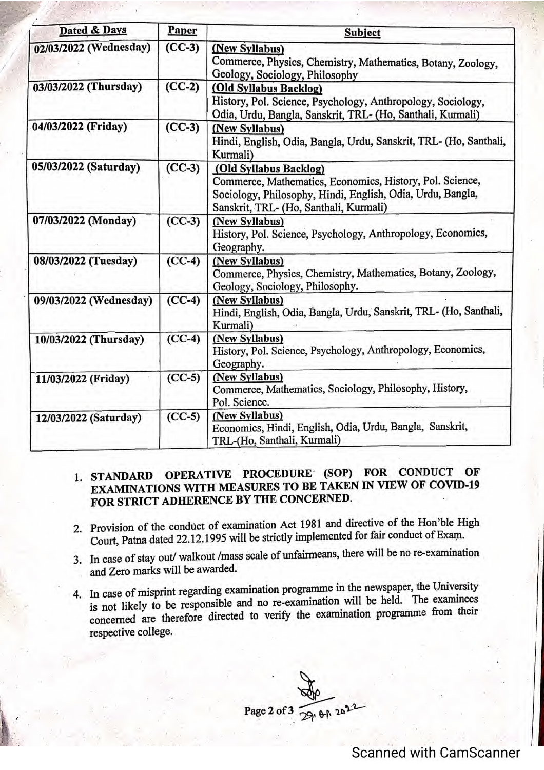| Dated & Days | Paper | Subject |
|---|---|---|
| 02/03/2022 (Wednesday) | (CC-3) | **(New Syllabus)** Commerce, Physics, Chemistry, Mathematics, Botany, Zoology, Geology, Sociology, Philosophy |
| 03/03/2022 (Thursday) | (CC-2) | **(Old Syllabus Backlog)** History, Pol. Science, Psychology, Anthropology, Sociology, Odia, Urdu, Bangla, Sanskrit, TRL- (Ho, Santhali, Kurmali) |
| 04/03/2022 (Friday) | (CC-3) | **(New Syllabus)** Hindi, English, Odia, Bangla, Urdu, Sanskrit, TRL- (Ho, Santhali, Kurmali) |
| 05/03/2022 (Saturday) | (CC-3) | **(Old Syllabus Backlog)** Commerce, Mathematics, Economics, History, Pol. Science, Sociology, Philosophy, Hindi, English, Odia, Urdu, Bangla, Sanskrit, TRL- (Ho, Santhali, Kurmali) |
| 07/03/2022 (Monday) | (CC-3) | **(New Syllabus)** History, Pol. Science, Psychology, Anthropology, Economics, Geography. |
| 08/03/2022 (Tuesday) | (CC-4) | **(New Syllabus)** Commerce, Physics, Chemistry, Mathematics, Botany, Zoology, Geology, Sociology, Philosophy. |
| 09/03/2022 (Wednesday) | (CC-4) | **(New Syllabus)** Hindi, English, Odia, Bangla, Urdu, Sanskrit, TRL- (Ho, Santhali, Kurmali) |
| 10/03/2022 (Thursday) | (CC-4) | **(New Syllabus)** History, Pol. Science, Psychology, Anthropology, Economics, Geography. |
| 11/03/2022 (Friday) | (CC-5) | **(New Syllabus)** Commerce, Mathematics, Sociology, Philosophy, History, Pol. Science. |
| 12/03/2022 (Saturday) | (CC-5) | **(New Syllabus)** Economics, Hindi, English, Odia, Urdu, Bangla, Sanskrit, TRL-(Ho, Santhali, Kurmali) |

1. **STANDARD OPERATIVE PROCEDURE (SOP) FOR CONDUCT OF EXAMINATIONS WITH MEASURES TO BE TAKEN IN VIEW OF COVID-19 FOR STRICT ADHERENCE BY THE CONCERNED.**
2. Provision of the conduct of examination Act 1981 and directive of the Hon'ble High Court, Patna dated 22.12.1995 will be strictly implemented for fair conduct of Exam.
3. In case of stay out/ walkout /mass scale of unfairmeans, there will be no re-examination and Zero marks will be awarded.
4. In case of misprint regarding examination programme in the newspaper, the University is not likely to be responsible and no re-examination will be held. The examinees concerned are therefore directed to verify the examination programme from their respective college.

29.01.2022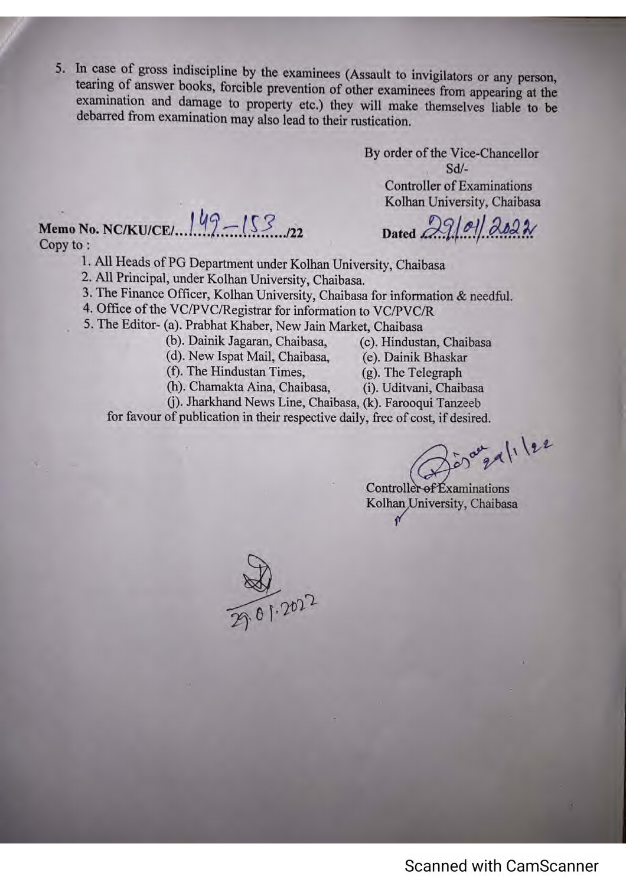5. In case of gross indiscipline by the examinees (Assault to invigilators or any person, tearing of answer books, forcible prevention of other examinees from appearing at the examination and damage to property etc.) they will make themselves liable to be debarred from examination may also lead to their rustication.

By order of the Vice-Chancellor
Sd/-
Controller of Examinations
Kolhan University, Chaibasa

**Memo No.** NC/KU/CE/149–153/22 Dated 29/01/2022

Copy to :

1. All Heads of PG Department under Kolhan University, Chaibasa
2. All Principal, under Kolhan University, Chaibasa.
3. The Finance Officer, Kolhan University, Chaibasa for information & needful.
4. Office of the VC/PVC/Registrar for information to VC/PVC/R
5. The Editor- (a). Prabhat Khaber, New Jain Market, Chaibasa
   (b). Dainik Jagaran, Chaibasa, (c). Hindustan, Chaibasa
   (d). New Ispat Mail, Chaibasa, (e). Dainik Bhaskar
   (f). The Hindustan Times, (g). The Telegraph
   (h). Chamakta Aina, Chaibasa, (i). Uditvani, Chaibasa
   (j). Jharkhand News Line, Chaibasa, (k). Farooqui Tanzeeb

for favour of publication in their respective daily, free of cost, if desired.

29/1/22

Controller of Examinations
Kolhan University, Chaibasa

29.01.2022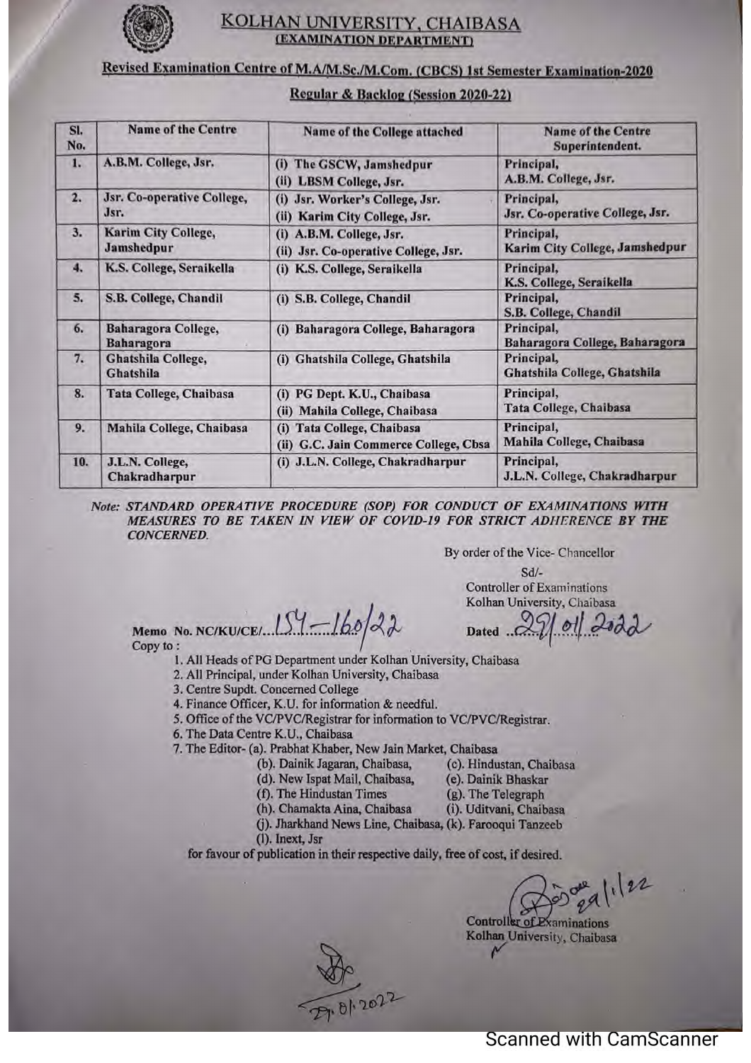# KOLHAN UNIVERSITY, CHAIBASA

## (EXAMINATION DEPARTMENT)

**Revised Examination Centre of M.A/M.Sc./M.Com. (CBCS) 1st Semester Examination-2020**

**Regular & Backlog (Session 2020-22)**

| Sl. No. | Name of the Centre | Name of the College attached | Name of the Centre Superintendent. |
|---|---|---|---|
| 1. | A.B.M. College, Jsr. | (i) The GSCW, Jamshedpur<br>(ii) LBSM College, Jsr. | Principal,<br>A.B.M. College, Jsr. |
| 2. | Jsr. Co-operative College, Jsr. | (i) Jsr. Worker's College, Jsr.<br>(ii) Karim City College, Jsr. | Principal,<br>Jsr. Co-operative College, Jsr. |
| 3. | Karim City College, Jamshedpur | (i) A.B.M. College, Jsr.<br>(ii) Jsr. Co-operative College, Jsr. | Principal,<br>Karim City College, Jamshedpur |
| 4. | K.S. College, Seraikella | (i) K.S. College, Seraikella | Principal,<br>K.S. College, Seraikella |
| 5. | S.B. College, Chandil | (i) S.B. College, Chandil | Principal,<br>S.B. College, Chandil |
| 6. | Baharagora College, Baharagora | (i) Baharagora College, Baharagora | Principal,<br>Baharagora College, Baharagora |
| 7. | Ghatshila College, Ghatshila | (i) Ghatshila College, Ghatshila | Principal,<br>Ghatshila College, Ghatshila |
| 8. | Tata College, Chaibasa | (i) PG Dept. K.U., Chaibasa<br>(ii) Mahila College, Chaibasa | Principal,<br>Tata College, Chaibasa |
| 9. | Mahila College, Chaibasa | (i) Tata College, Chaibasa<br>(ii) G.C. Jain Commerce College, Cbsa | Principal,<br>Mahila College, Chaibasa |
| 10. | J.L.N. College, Chakradharpur | (i) J.L.N. College, Chakradharpur | Principal,<br>J.L.N. College, Chakradharpur |

*Note: STANDARD OPERATIVE PROCEDURE (SOP) FOR CONDUCT OF EXAMINATIONS WITH MEASURES TO BE TAKEN IN VIEW OF COVID-19 FOR STRICT ADHERENCE BY THE CONCERNED.*

By order of the Vice- Chancellor

Sd/-

Controller of Examinations

Kolhan University, Chaibasa

Memo No. NC/KU/CE/154–160/22 Dated 29/01/2022

Copy to :

1. All Heads of PG Department under Kolhan University, Chaibasa
2. All Principal, under Kolhan University, Chaibasa
3. Centre Supdt. Concerned College
4. Finance Officer, K.U. for information & needful.
5. Office of the VC/PVC/Registrar for information to VC/PVC/Registrar.
6. The Data Centre K.U., Chaibasa
7. The Editor- (a). Prabhat Khaber, New Jain Market, Chaibasa
   (b). Dainik Jagaran, Chaibasa, (c). Hindustan, Chaibasa
   (d). New Ispat Mail, Chaibasa, (e). Dainik Bhaskar
   (f). The Hindustan Times (g). The Telegraph
   (h). Chamakta Aina, Chaibasa (i). Uditvani, Chaibasa
   (j). Jharkhand News Line, Chaibasa, (k). Farooqui Tanzeeb
   (l). Inext, Jsr

for favour of publication in their respective daily, free of cost, if desired.

29/1/22

Controller of Examinations

Kolhan University, Chaibasa

29.01.2022